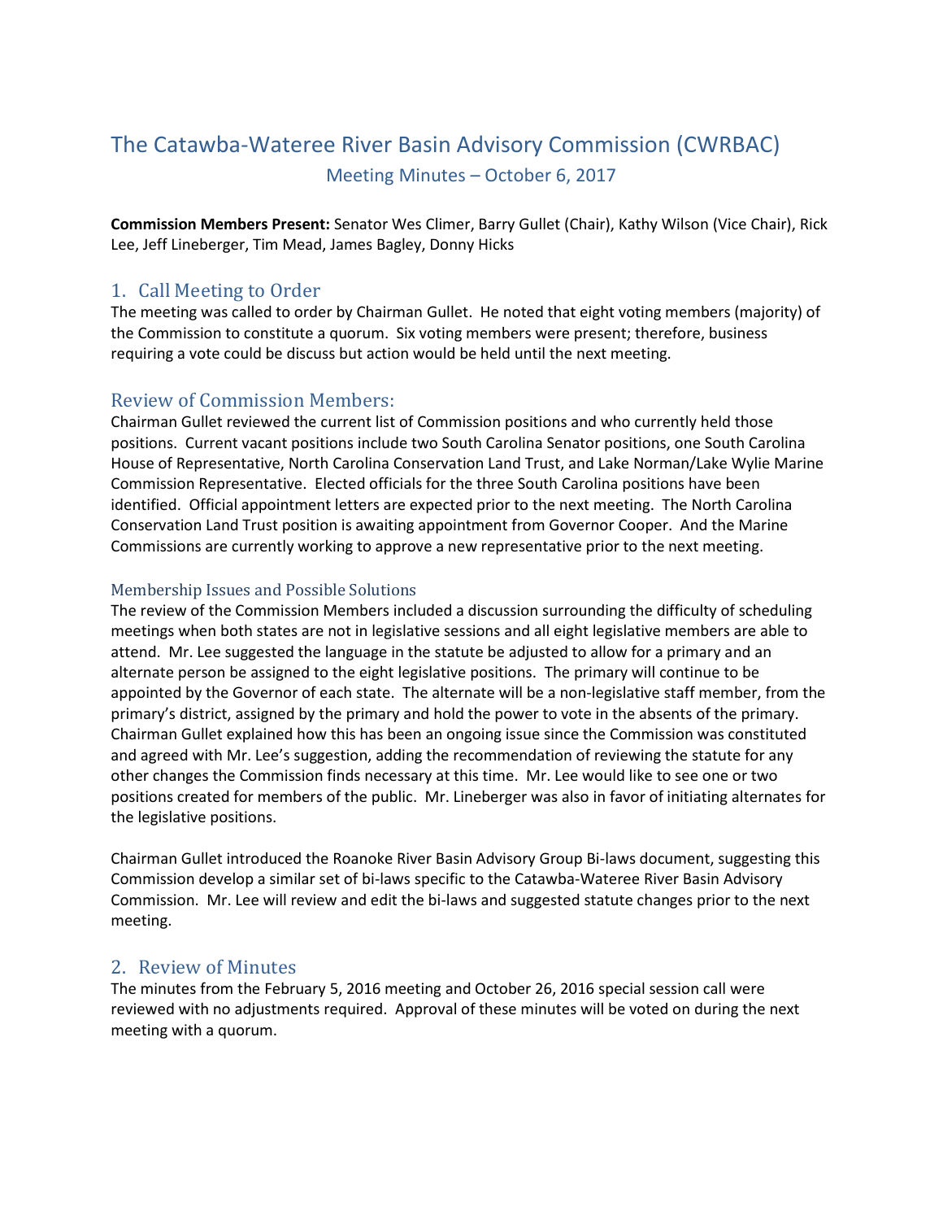# The Catawba-Wateree River Basin Advisory Commission (CWRBAC)

## Meeting Minutes – October 6, 2017

**Commission Members Present:** Senator Wes Climer, Barry Gullet (Chair), Kathy Wilson (Vice Chair), Rick Lee, Jeff Lineberger, Tim Mead, James Bagley, Donny Hicks

## 1. Call Meeting to Order

The meeting was called to order by Chairman Gullet. He noted that eight voting members (majority) of the Commission to constitute a quorum. Six voting members were present; therefore, business requiring a vote could be discuss but action would be held until the next meeting.

## Review of Commission Members:

Chairman Gullet reviewed the current list of Commission positions and who currently held those positions. Current vacant positions include two South Carolina Senator positions, one South Carolina House of Representative, North Carolina Conservation Land Trust, and Lake Norman/Lake Wylie Marine Commission Representative. Elected officials for the three South Carolina positions have been identified. Official appointment letters are expected prior to the next meeting. The North Carolina Conservation Land Trust position is awaiting appointment from Governor Cooper. And the Marine Commissions are currently working to approve a new representative prior to the next meeting.

### Membership Issues and Possible Solutions

The review of the Commission Members included a discussion surrounding the difficulty of scheduling meetings when both states are not in legislative sessions and all eight legislative members are able to attend. Mr. Lee suggested the language in the statute be adjusted to allow for a primary and an alternate person be assigned to the eight legislative positions. The primary will continue to be appointed by the Governor of each state. The alternate will be a non-legislative staff member, from the primary's district, assigned by the primary and hold the power to vote in the absents of the primary. Chairman Gullet explained how this has been an ongoing issue since the Commission was constituted and agreed with Mr. Lee's suggestion, adding the recommendation of reviewing the statute for any other changes the Commission finds necessary at this time. Mr. Lee would like to see one or two positions created for members of the public. Mr. Lineberger was also in favor of initiating alternates for the legislative positions.

Chairman Gullet introduced the Roanoke River Basin Advisory Group Bi-laws document, suggesting this Commission develop a similar set of bi-laws specific to the Catawba-Wateree River Basin Advisory Commission. Mr. Lee will review and edit the bi-laws and suggested statute changes prior to the next meeting.

## 2. Review of Minutes

The minutes from the February 5, 2016 meeting and October 26, 2016 special session call were reviewed with no adjustments required. Approval of these minutes will be voted on during the next meeting with a quorum.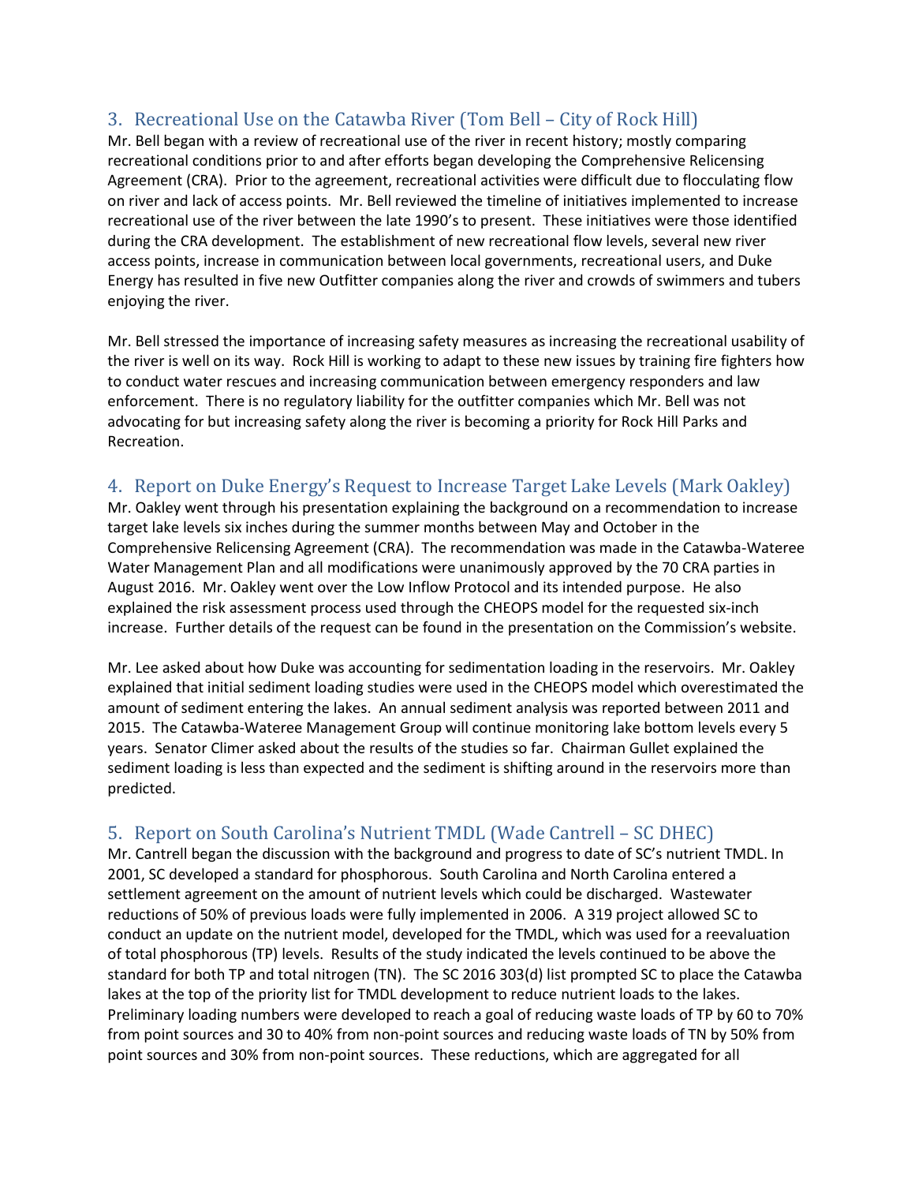## 3. Recreational Use on the Catawba River (Tom Bell – City of Rock Hill)

Mr. Bell began with a review of recreational use of the river in recent history; mostly comparing recreational conditions prior to and after efforts began developing the Comprehensive Relicensing Agreement (CRA). Prior to the agreement, recreational activities were difficult due to flocculating flow on river and lack of access points. Mr. Bell reviewed the timeline of initiatives implemented to increase recreational use of the river between the late 1990's to present. These initiatives were those identified during the CRA development. The establishment of new recreational flow levels, several new river access points, increase in communication between local governments, recreational users, and Duke Energy has resulted in five new Outfitter companies along the river and crowds of swimmers and tubers enjoying the river.

Mr. Bell stressed the importance of increasing safety measures as increasing the recreational usability of the river is well on its way. Rock Hill is working to adapt to these new issues by training fire fighters how to conduct water rescues and increasing communication between emergency responders and law enforcement. There is no regulatory liability for the outfitter companies which Mr. Bell was not advocating for but increasing safety along the river is becoming a priority for Rock Hill Parks and Recreation.

## 4. Report on Duke Energy's Request to Increase Target Lake Levels (Mark Oakley)

Mr. Oakley went through his presentation explaining the background on a recommendation to increase target lake levels six inches during the summer months between May and October in the Comprehensive Relicensing Agreement (CRA). The recommendation was made in the Catawba-Wateree Water Management Plan and all modifications were unanimously approved by the 70 CRA parties in August 2016. Mr. Oakley went over the Low Inflow Protocol and its intended purpose. He also explained the risk assessment process used through the CHEOPS model for the requested six-inch increase. Further details of the request can be found in the presentation on the Commission's website.

Mr. Lee asked about how Duke was accounting for sedimentation loading in the reservoirs. Mr. Oakley explained that initial sediment loading studies were used in the CHEOPS model which overestimated the amount of sediment entering the lakes. An annual sediment analysis was reported between 2011 and 2015. The Catawba-Wateree Management Group will continue monitoring lake bottom levels every 5 years. Senator Climer asked about the results of the studies so far. Chairman Gullet explained the sediment loading is less than expected and the sediment is shifting around in the reservoirs more than predicted.

## 5. Report on South Carolina's Nutrient TMDL (Wade Cantrell – SC DHEC)

Mr. Cantrell began the discussion with the background and progress to date of SC's nutrient TMDL. In 2001, SC developed a standard for phosphorous. South Carolina and North Carolina entered a settlement agreement on the amount of nutrient levels which could be discharged. Wastewater reductions of 50% of previous loads were fully implemented in 2006. A 319 project allowed SC to conduct an update on the nutrient model, developed for the TMDL, which was used for a reevaluation of total phosphorous (TP) levels. Results of the study indicated the levels continued to be above the standard for both TP and total nitrogen (TN). The SC 2016 303(d) list prompted SC to place the Catawba lakes at the top of the priority list for TMDL development to reduce nutrient loads to the lakes. Preliminary loading numbers were developed to reach a goal of reducing waste loads of TP by 60 to 70% from point sources and 30 to 40% from non-point sources and reducing waste loads of TN by 50% from point sources and 30% from non-point sources. These reductions, which are aggregated for all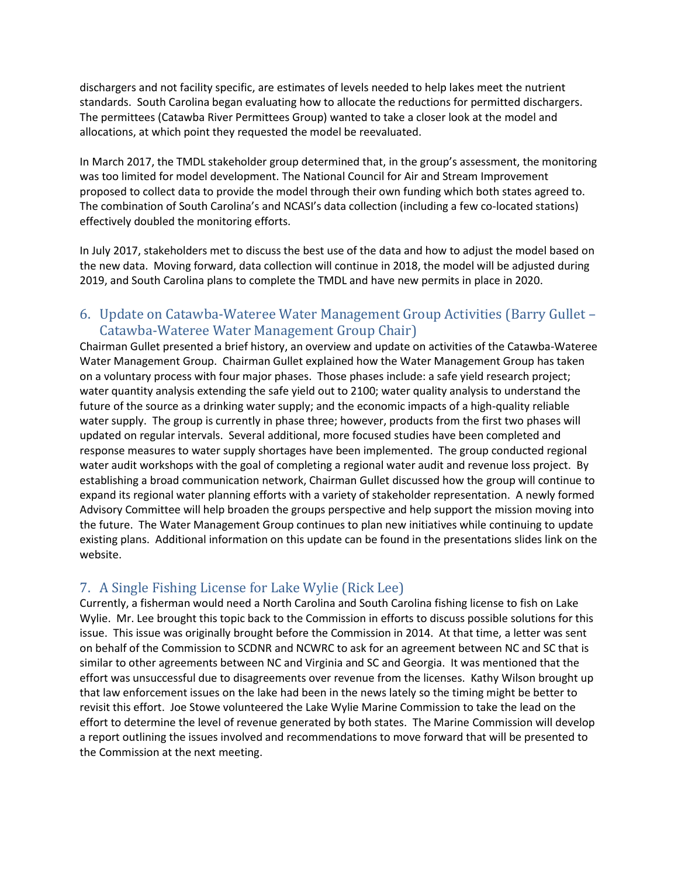dischargers and not facility specific, are estimates of levels needed to help lakes meet the nutrient standards. South Carolina began evaluating how to allocate the reductions for permitted dischargers. The permittees (Catawba River Permittees Group) wanted to take a closer look at the model and allocations, at which point they requested the model be reevaluated.

In March 2017, the TMDL stakeholder group determined that, in the group's assessment, the monitoring was too limited for model development. The National Council for Air and Stream Improvement proposed to collect data to provide the model through their own funding which both states agreed to. The combination of South Carolina's and NCASI's data collection (including a few co-located stations) effectively doubled the monitoring efforts.

In July 2017, stakeholders met to discuss the best use of the data and how to adjust the model based on the new data. Moving forward, data collection will continue in 2018, the model will be adjusted during 2019, and South Carolina plans to complete the TMDL and have new permits in place in 2020.

## 6. Update on Catawba-Wateree Water Management Group Activities (Barry Gullet – Catawba-Wateree Water Management Group Chair)

Chairman Gullet presented a brief history, an overview and update on activities of the Catawba-Wateree Water Management Group. Chairman Gullet explained how the Water Management Group has taken on a voluntary process with four major phases. Those phases include: a safe yield research project; water quantity analysis extending the safe yield out to 2100; water quality analysis to understand the future of the source as a drinking water supply; and the economic impacts of a high-quality reliable water supply. The group is currently in phase three; however, products from the first two phases will updated on regular intervals. Several additional, more focused studies have been completed and response measures to water supply shortages have been implemented. The group conducted regional water audit workshops with the goal of completing a regional water audit and revenue loss project. By establishing a broad communication network, Chairman Gullet discussed how the group will continue to expand its regional water planning efforts with a variety of stakeholder representation. A newly formed Advisory Committee will help broaden the groups perspective and help support the mission moving into the future. The Water Management Group continues to plan new initiatives while continuing to update existing plans. Additional information on this update can be found in the presentations slides link on the website.

## 7. A Single Fishing License for Lake Wylie (Rick Lee)

Currently, a fisherman would need a North Carolina and South Carolina fishing license to fish on Lake Wylie. Mr. Lee brought this topic back to the Commission in efforts to discuss possible solutions for this issue. This issue was originally brought before the Commission in 2014. At that time, a letter was sent on behalf of the Commission to SCDNR and NCWRC to ask for an agreement between NC and SC that is similar to other agreements between NC and Virginia and SC and Georgia. It was mentioned that the effort was unsuccessful due to disagreements over revenue from the licenses. Kathy Wilson brought up that law enforcement issues on the lake had been in the news lately so the timing might be better to revisit this effort. Joe Stowe volunteered the Lake Wylie Marine Commission to take the lead on the effort to determine the level of revenue generated by both states. The Marine Commission will develop a report outlining the issues involved and recommendations to move forward that will be presented to the Commission at the next meeting.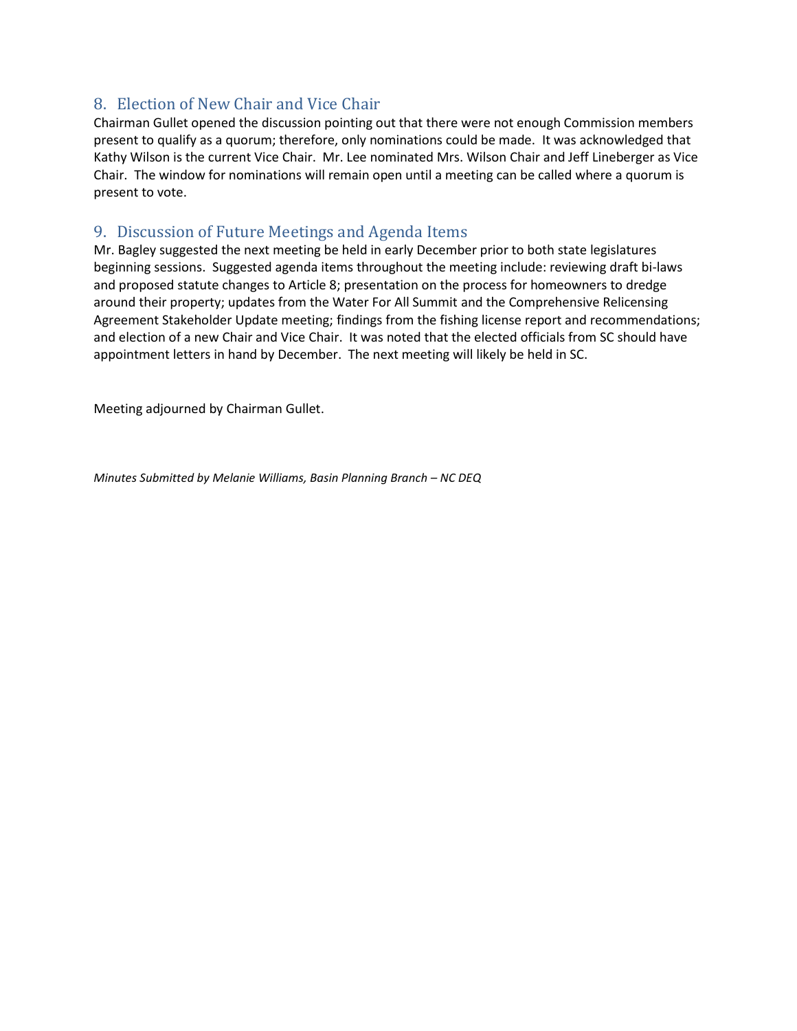## 8. Election of New Chair and Vice Chair

Chairman Gullet opened the discussion pointing out that there were not enough Commission members present to qualify as a quorum; therefore, only nominations could be made. It was acknowledged that Kathy Wilson is the current Vice Chair. Mr. Lee nominated Mrs. Wilson Chair and Jeff Lineberger as Vice Chair. The window for nominations will remain open until a meeting can be called where a quorum is present to vote.

## 9. Discussion of Future Meetings and Agenda Items

Mr. Bagley suggested the next meeting be held in early December prior to both state legislatures beginning sessions. Suggested agenda items throughout the meeting include: reviewing draft bi-laws and proposed statute changes to Article 8; presentation on the process for homeowners to dredge around their property; updates from the Water For All Summit and the Comprehensive Relicensing Agreement Stakeholder Update meeting; findings from the fishing license report and recommendations; and election of a new Chair and Vice Chair. It was noted that the elected officials from SC should have appointment letters in hand by December. The next meeting will likely be held in SC.

Meeting adjourned by Chairman Gullet.

*Minutes Submitted by Melanie Williams, Basin Planning Branch – NC DEQ*